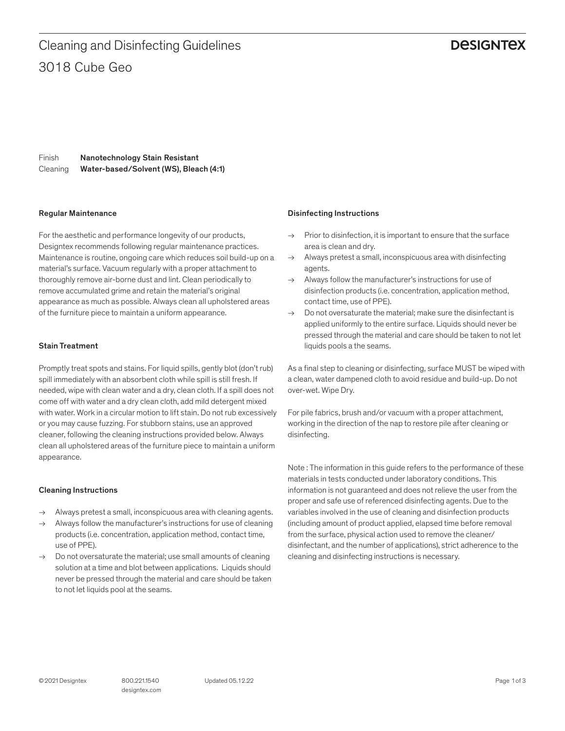# Cleaning and Disinfecting Guidelines

## 3018 Cube Geo

DESIGNTEX

Finish **Nanotechnology Stain Resistant**
Cleaning **Water-based/Solvent (WS), Bleach (4:1)**

### Regular Maintenance

For the aesthetic and performance longevity of our products, Designtex recommends following regular maintenance practices. Maintenance is routine, ongoing care which reduces soil build-up on a material's surface. Vacuum regularly with a proper attachment to thoroughly remove air-borne dust and lint. Clean periodically to remove accumulated grime and retain the material's original appearance as much as possible. Always clean all upholstered areas of the furniture piece to maintain a uniform appearance.

### Stain Treatment

Promptly treat spots and stains. For liquid spills, gently blot (don't rub) spill immediately with an absorbent cloth while spill is still fresh. If needed, wipe with clean water and a dry, clean cloth. If a spill does not come off with water and a dry clean cloth, add mild detergent mixed with water. Work in a circular motion to lift stain. Do not rub excessively or you may cause fuzzing. For stubborn stains, use an approved cleaner, following the cleaning instructions provided below. Always clean all upholstered areas of the furniture piece to maintain a uniform appearance.

### Cleaning Instructions

→ Always pretest a small, inconspicuous area with cleaning agents.
→ Always follow the manufacturer's instructions for use of cleaning products (i.e. concentration, application method, contact time, use of PPE).
→ Do not oversaturate the material; use small amounts of cleaning solution at a time and blot between applications. Liquids should never be pressed through the material and care should be taken to not let liquids pool at the seams.

### Disinfecting Instructions

→ Prior to disinfection, it is important to ensure that the surface area is clean and dry.
→ Always pretest a small, inconspicuous area with disinfecting agents.
→ Always follow the manufacturer's instructions for use of disinfection products (i.e. concentration, application method, contact time, use of PPE).
→ Do not oversaturate the material; make sure the disinfectant is applied uniformly to the entire surface. Liquids should never be pressed through the material and care should be taken to not let liquids pools a the seams.

As a final step to cleaning or disinfecting, surface MUST be wiped with a clean, water dampened cloth to avoid residue and build-up. Do not over-wet. Wipe Dry.

For pile fabrics, brush and/or vacuum with a proper attachment, working in the direction of the nap to restore pile after cleaning or disinfecting.

Note : The information in this guide refers to the performance of these materials in tests conducted under laboratory conditions. This information is not guaranteed and does not relieve the user from the proper and safe use of referenced disinfecting agents. Due to the variables involved in the use of cleaning and disinfection products (including amount of product applied, elapsed time before removal from the surface, physical action used to remove the cleaner/ disinfectant, and the number of applications), strict adherence to the cleaning and disinfecting instructions is necessary.

© 2021 Designtex 800.221.1540 designtex.com Updated 05.12.22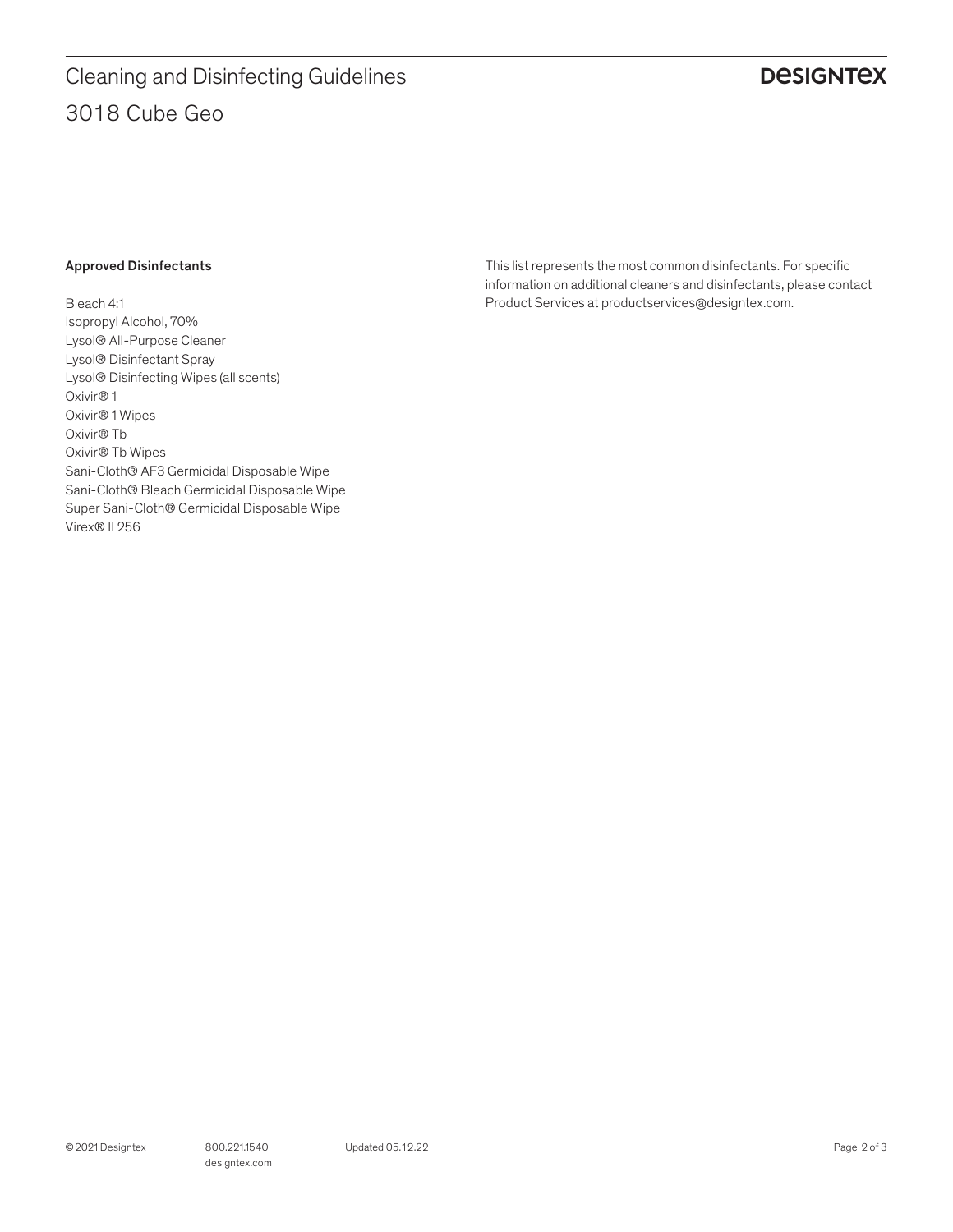### Approved Disinfectants

Bleach 4:1
Isopropyl Alcohol, 70%
Lysol® All-Purpose Cleaner
Lysol® Disinfectant Spray
Lysol® Disinfecting Wipes (all scents)
Oxivir® 1
Oxivir® 1 Wipes
Oxivir® Tb
Oxivir® Tb Wipes
Sani-Cloth® AF3 Germicidal Disposable Wipe
Sani-Cloth® Bleach Germicidal Disposable Wipe
Super Sani-Cloth® Germicidal Disposable Wipe
Virex® II 256

This list represents the most common disinfectants. For specific information on additional cleaners and disinfectants, please contact Product Services at productservices@designtex.com.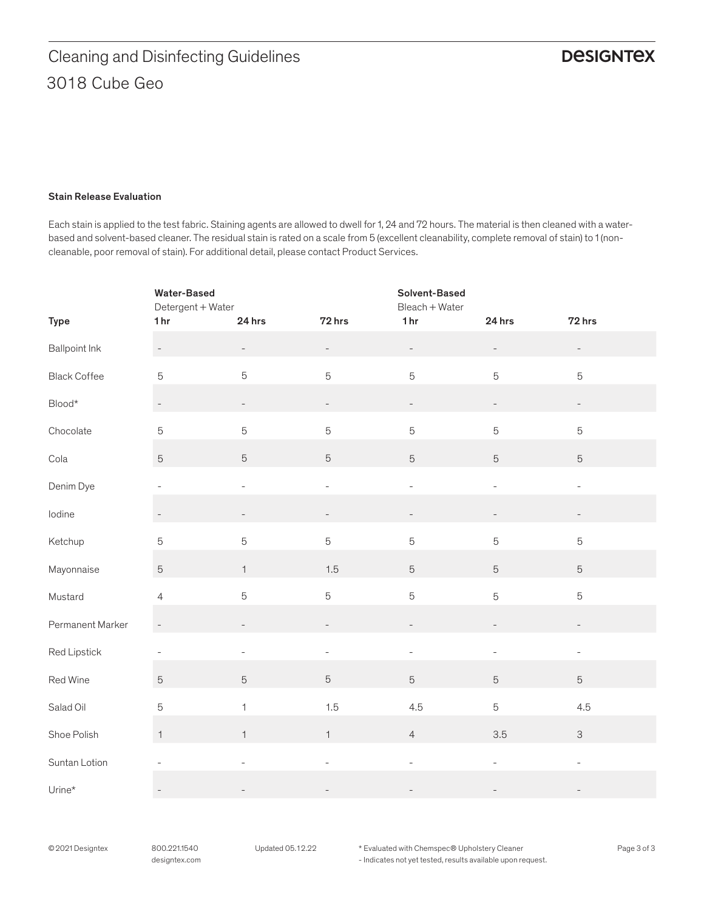# Cleaning and Disinfecting Guidelines

## 3018 Cube Geo

### Stain Release Evaluation

Each stain is applied to the test fabric. Staining agents are allowed to dwell for 1, 24 and 72 hours. The material is then cleaned with a water-based and solvent-based cleaner. The residual stain is rated on a scale from 5 (excellent cleanability, complete removal of stain) to 1 (non-cleanable, poor removal of stain). For additional detail, please contact Product Services.

| | **Water-Based** Detergent + Water | | | **Solvent-Based** Bleach + Water | | |
|---|---|---|---|---|---|---|
| **Type** | **1 hr** | **24 hrs** | **72 hrs** | **1 hr** | **24 hrs** | **72 hrs** |
| Ballpoint Ink | - | - | - | - | - | - |
| Black Coffee | 5 | 5 | 5 | 5 | 5 | 5 |
| Blood* | - | - | - | - | - | - |
| Chocolate | 5 | 5 | 5 | 5 | 5 | 5 |
| Cola | 5 | 5 | 5 | 5 | 5 | 5 |
| Denim Dye | - | - | - | - | - | - |
| Iodine | - | - | - | - | - | - |
| Ketchup | 5 | 5 | 5 | 5 | 5 | 5 |
| Mayonnaise | 5 | 1 | 1.5 | 5 | 5 | 5 |
| Mustard | 4 | 5 | 5 | 5 | 5 | 5 |
| Permanent Marker | - | - | - | - | - | - |
| Red Lipstick | - | - | - | - | - | - |
| Red Wine | 5 | 5 | 5 | 5 | 5 | 5 |
| Salad Oil | 5 | 1 | 1.5 | 4.5 | 5 | 4.5 |
| Shoe Polish | 1 | 1 | 1 | 4 | 3.5 | 3 |
| Suntan Lotion | - | - | - | - | - | - |
| Urine* | - | - | - | - | - | - |

© 2021 Designtex 800.221.1540 designtex.com Updated 05.12.22

* Evaluated with Chemspec® Upholstery Cleaner
- Indicates not yet tested, results available upon request.